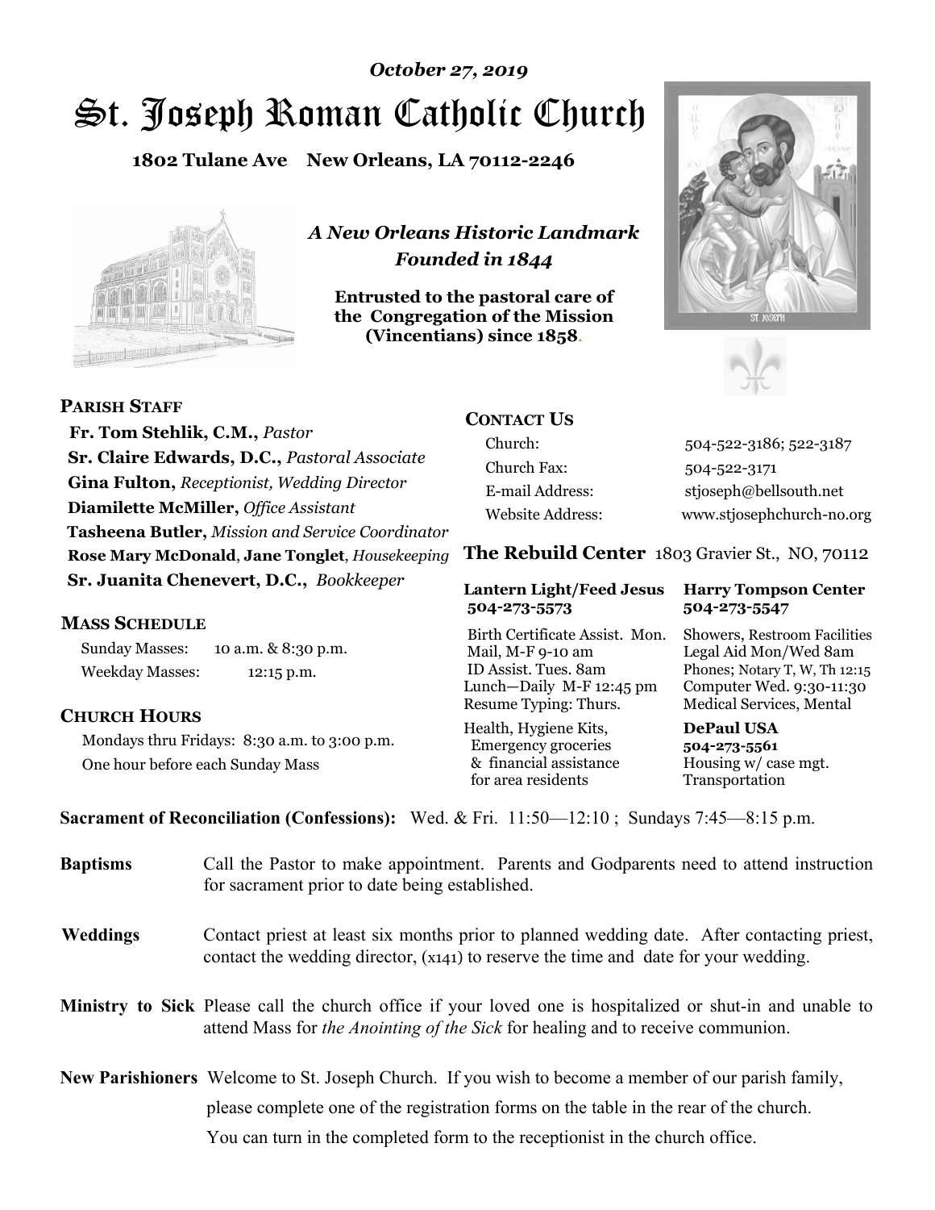*October 27, 2019*

# St. Joseph Roman Catholic Church

**1802 Tulane Ave New Orleans, LA 70112-2246**

*A New Orleans Historic Landmark*
*Founded in 1844*

**Entrusted to the pastoral care of the Congregation of the Mission (Vincentians) since 1858.**

## PARISH STAFF

**Fr. Tom Stehlik, C.M.,** *Pastor*
**Sr. Claire Edwards, D.C.,** *Pastoral Associate*
**Gina Fulton,** *Receptionist, Wedding Director*
**Diamilette McMiller,** *Office Assistant*
**Tasheena Butler,** *Mission and Service Coordinator*
**Rose Mary McDonald**, **Jane Tonglet**, *Housekeeping*
**Sr. Juanita Chenevert, D.C.,** *Bookkeeper*

## MASS SCHEDULE

Sunday Masses: 10 a.m. & 8:30 p.m.
Weekday Masses: 12:15 p.m.

## CHURCH HOURS

Mondays thru Fridays: 8:30 a.m. to 3:00 p.m.
One hour before each Sunday Mass

## CONTACT US

| | |
|---|---|
| Church: | 504-522-3186; 522-3187 |
| Church Fax: | 504-522-3171 |
| E-mail Address: | stjoseph@bellsouth.net |
| Website Address: | www.stjosephchurch-no.org |

## The Rebuild Center 1803 Gravier St., NO, 70112

**Lantern Light/Feed Jesus**
**504-273-5573**

Birth Certificate Assist. Mon.
Mail, M-F 9-10 am
ID Assist. Tues. 8am
Lunch—Daily M-F 12:45 pm
Resume Typing: Thurs.

Health, Hygiene Kits,
Emergency groceries
& financial assistance
for area residents

**Harry Tompson Center**
**504-273-5547**

Showers, Restroom Facilities
Legal Aid Mon/Wed 8am
Phones; Notary T, W, Th 12:15
Computer Wed. 9:30-11:30
Medical Services, Mental

**DePaul USA**
**504-273-5561**
Housing w/ case mgt.
Transportation

**Sacrament of Reconciliation (Confessions):** Wed. & Fri. 11:50—12:10 ; Sundays 7:45—8:15 p.m.

**Baptisms** Call the Pastor to make appointment. Parents and Godparents need to attend instruction for sacrament prior to date being established.

**Weddings** Contact priest at least six months prior to planned wedding date. After contacting priest, contact the wedding director, (x141) to reserve the time and date for your wedding.

**Ministry to Sick** Please call the church office if your loved one is hospitalized or shut-in and unable to attend Mass for *the Anointing of the Sick* for healing and to receive communion.

**New Parishioners** Welcome to St. Joseph Church. If you wish to become a member of our parish family, please complete one of the registration forms on the table in the rear of the church. You can turn in the completed form to the receptionist in the church office.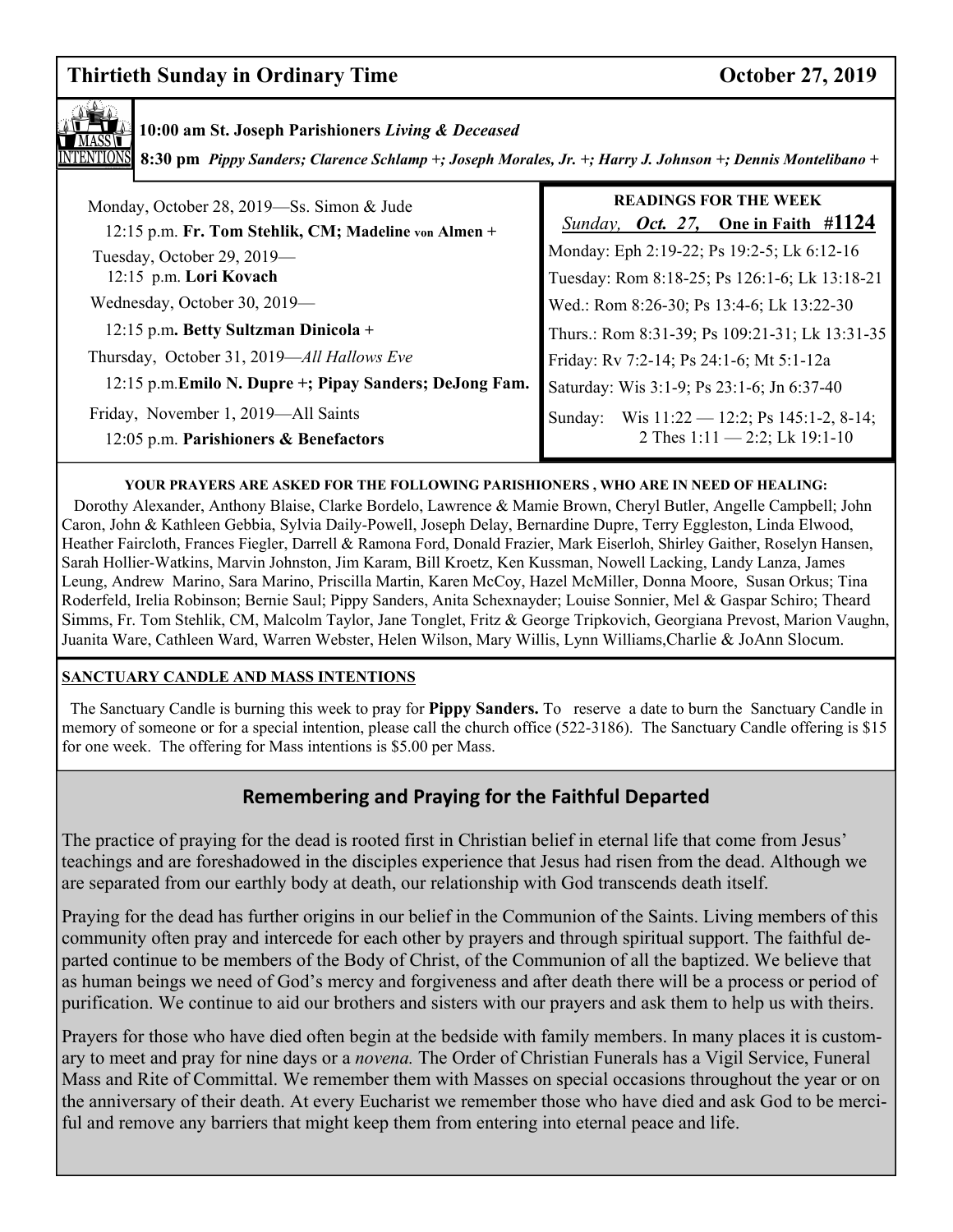## Thirtieth Sunday in Ordinary Time — October 27, 2019

**MASS INTENTIONS**

**10:00 am St. Joseph Parishioners** ***Living & Deceased***

**8:30 pm** ***Pippy Sanders; Clarence Schlamp +; Joseph Morales, Jr. +; Harry J. Johnson +; Dennis Montelibano +***

Monday, October 28, 2019—Ss. Simon & Jude
12:15 p.m. **Fr. Tom Stehlik, CM; Madeline von Almen +**

Tuesday, October 29, 2019—
12:15 p.m. **Lori Kovach**

Wednesday, October 30, 2019—
12:15 p.m**. Betty Sultzman Dinicola +**

Thursday, October 31, 2019—*All Hallows Eve*
12:15 p.m.**Emilo N. Dupre +; Pipay Sanders; DeJong Fam.**

Friday, November 1, 2019—All Saints
12:05 p.m. **Parishioners & Benefactors**

**READINGS FOR THE WEEK**

*Sunday, **Oct. 27,*** **One in Faith #1124**

Monday: Eph 2:19-22; Ps 19:2-5; Lk 6:12-16

Tuesday: Rom 8:18-25; Ps 126:1-6; Lk 13:18-21

Wed.: Rom 8:26-30; Ps 13:4-6; Lk 13:22-30

Thurs.: Rom 8:31-39; Ps 109:21-31; Lk 13:31-35

Friday: Rv 7:2-14; Ps 24:1-6; Mt 5:1-12a

Saturday: Wis 3:1-9; Ps 23:1-6; Jn 6:37-40

Sunday: Wis 11:22 — 12:2; Ps 145:1-2, 8-14; 2 Thes 1:11 — 2:2; Lk 19:1-10

**YOUR PRAYERS ARE ASKED FOR THE FOLLOWING PARISHIONERS , WHO ARE IN NEED OF HEALING:**

Dorothy Alexander, Anthony Blaise, Clarke Bordelo, Lawrence & Mamie Brown, Cheryl Butler, Angelle Campbell; John Caron, John & Kathleen Gebbia, Sylvia Daily-Powell, Joseph Delay, Bernardine Dupre, Terry Eggleston, Linda Elwood, Heather Faircloth, Frances Fiegler, Darrell & Ramona Ford, Donald Frazier, Mark Eiserloh, Shirley Gaither, Roselyn Hansen, Sarah Hollier-Watkins, Marvin Johnston, Jim Karam, Bill Kroetz, Ken Kussman, Nowell Lacking, Landy Lanza, James Leung, Andrew Marino, Sara Marino, Priscilla Martin, Karen McCoy, Hazel McMiller, Donna Moore, Susan Orkus; Tina Roderfeld, Irelia Robinson; Bernie Saul; Pippy Sanders, Anita Schexnayder; Louise Sonnier, Mel & Gaspar Schiro; Theard Simms, Fr. Tom Stehlik, CM, Malcolm Taylor, Jane Tonglet, Fritz & George Tripkovich, Georgiana Prevost, Marion Vaughn, Juanita Ware, Cathleen Ward, Warren Webster, Helen Wilson, Mary Willis, Lynn Williams,Charlie & JoAnn Slocum.

**SANCTUARY CANDLE AND MASS INTENTIONS**

The Sanctuary Candle is burning this week to pray for **Pippy Sanders.** To reserve a date to burn the Sanctuary Candle in memory of someone or for a special intention, please call the church office (522-3186). The Sanctuary Candle offering is $15 for one week. The offering for Mass intentions is $5.00 per Mass.

## Remembering and Praying for the Faithful Departed

The practice of praying for the dead is rooted first in Christian belief in eternal life that come from Jesus' teachings and are foreshadowed in the disciples experience that Jesus had risen from the dead. Although we are separated from our earthly body at death, our relationship with God transcends death itself.

Praying for the dead has further origins in our belief in the Communion of the Saints. Living members of this community often pray and intercede for each other by prayers and through spiritual support. The faithful departed continue to be members of the Body of Christ, of the Communion of all the baptized. We believe that as human beings we need of God's mercy and forgiveness and after death there will be a process or period of purification. We continue to aid our brothers and sisters with our prayers and ask them to help us with theirs.

Prayers for those who have died often begin at the bedside with family members. In many places it is customary to meet and pray for nine days or a *novena.* The Order of Christian Funerals has a Vigil Service, Funeral Mass and Rite of Committal. We remember them with Masses on special occasions throughout the year or on the anniversary of their death. At every Eucharist we remember those who have died and ask God to be merciful and remove any barriers that might keep them from entering into eternal peace and life.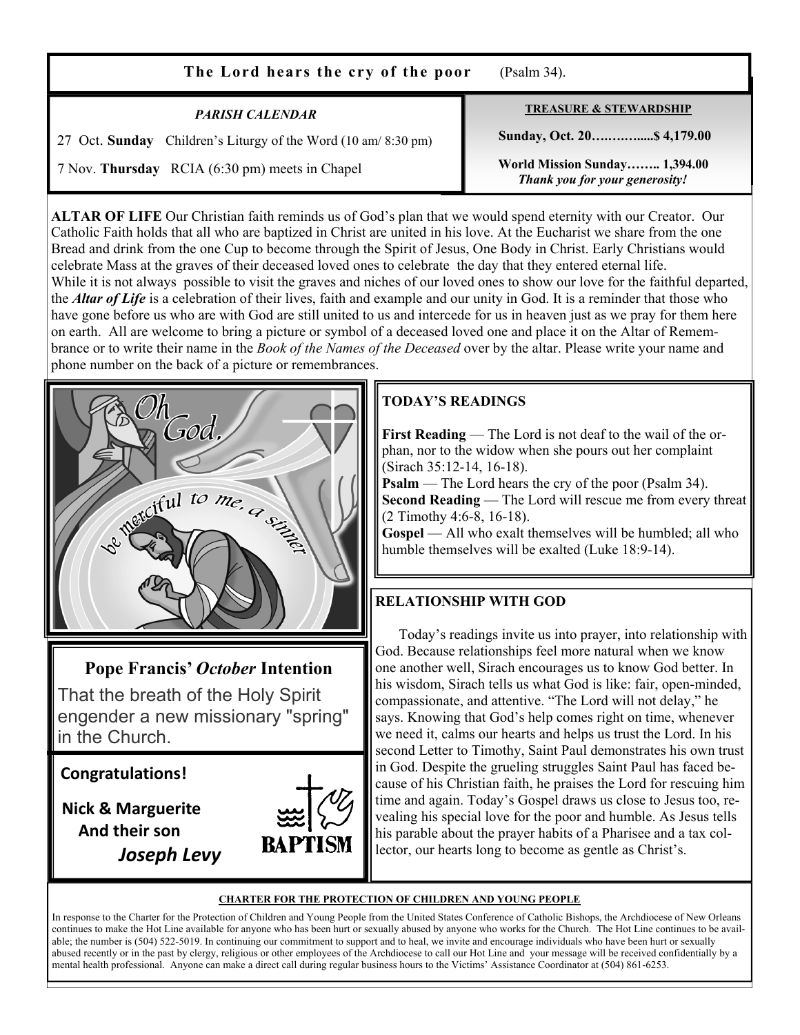**The Lord hears the cry of the poor** (Psalm 34).

### PARISH CALENDAR

27 Oct. **Sunday** Children's Liturgy of the Word (10 am/ 8:30 pm)

7 Nov. **Thursday** RCIA (6:30 pm) meets in Chapel

### TREASURE & STEWARDSHIP

**Sunday, Oct. 20…………....$ 4,179.00**

**World Mission Sunday…….. 1,394.00**

***Thank you for your generosity!***

**ALTAR OF LIFE** Our Christian faith reminds us of God's plan that we would spend eternity with our Creator. Our Catholic Faith holds that all who are baptized in Christ are united in his love. At the Eucharist we share from the one Bread and drink from the one Cup to become through the Spirit of Jesus, One Body in Christ. Early Christians would celebrate Mass at the graves of their deceased loved ones to celebrate the day that they entered eternal life.
While it is not always possible to visit the graves and niches of our loved ones to show our love for the faithful departed, the ***Altar of Life*** is a celebration of their lives, faith and example and our unity in God. It is a reminder that those who have gone before us who are with God are still united to us and intercede for us in heaven just as we pray for them here on earth. All are welcome to bring a picture or symbol of a deceased loved one and place it on the Altar of Remembrance or to write their name in the *Book of the Names of the Deceased* over by the altar. Please write your name and phone number on the back of a picture or remembrances.

### TODAY'S READINGS

**First Reading** — The Lord is not deaf to the wail of the orphan, nor to the widow when she pours out her complaint (Sirach 35:12-14, 16-18).
**Psalm** — The Lord hears the cry of the poor (Psalm 34).
**Second Reading** — The Lord will rescue me from every threat (2 Timothy 4:6-8, 16-18).
**Gospel** — All who exalt themselves will be humbled; all who humble themselves will be exalted (Luke 18:9-14).

### RELATIONSHIP WITH GOD

Today's readings invite us into prayer, into relationship with God. Because relationships feel more natural when we know one another well, Sirach encourages us to know God better. In his wisdom, Sirach tells us what God is like: fair, open-minded, compassionate, and attentive. "The Lord will not delay," he says. Knowing that God's help comes right on time, whenever we need it, calms our hearts and helps us trust the Lord. In his second Letter to Timothy, Saint Paul demonstrates his own trust in God. Despite the grueling struggles Saint Paul has faced because of his Christian faith, he praises the Lord for rescuing him time and again. Today's Gospel draws us close to Jesus too, revealing his special love for the poor and humble. As Jesus tells his parable about the prayer habits of a Pharisee and a tax collector, our hearts long to become as gentle as Christ's.

### Pope Francis' *October* Intention

That the breath of the Holy Spirit engender a new missionary "spring" in the Church.

**Congratulations!**

**Nick & Marguerite**
**And their son**
***Joseph Levy***

**BAPTISM**

#### CHARTER FOR THE PROTECTION OF CHILDREN AND YOUNG PEOPLE

In response to the Charter for the Protection of Children and Young People from the United States Conference of Catholic Bishops, the Archdiocese of New Orleans continues to make the Hot Line available for anyone who has been hurt or sexually abused by anyone who works for the Church. The Hot Line continues to be available; the number is (504) 522-5019. In continuing our commitment to support and to heal, we invite and encourage individuals who have been hurt or sexually abused recently or in the past by clergy, religious or other employees of the Archdiocese to call our Hot Line and your message will be received confidentially by a mental health professional. Anyone can make a direct call during regular business hours to the Victims' Assistance Coordinator at (504) 861-6253.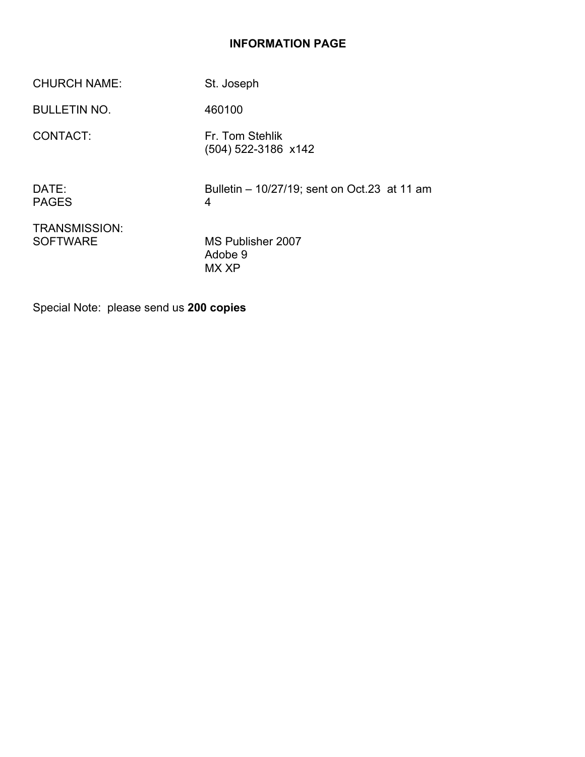# INFORMATION PAGE

| | |
|---|---|
| CHURCH NAME: | St. Joseph |
| BULLETIN NO. | 460100 |
| CONTACT: | Fr. Tom Stehlik<br>(504) 522-3186 x142 |
| DATE:<br>PAGES | Bulletin – 10/27/19; sent on Oct.23 at 11 am<br>4 |
| TRANSMISSION:<br>SOFTWARE | <br>MS Publisher 2007<br>Adobe 9<br>MX XP |

Special Note: please send us **200 copies**